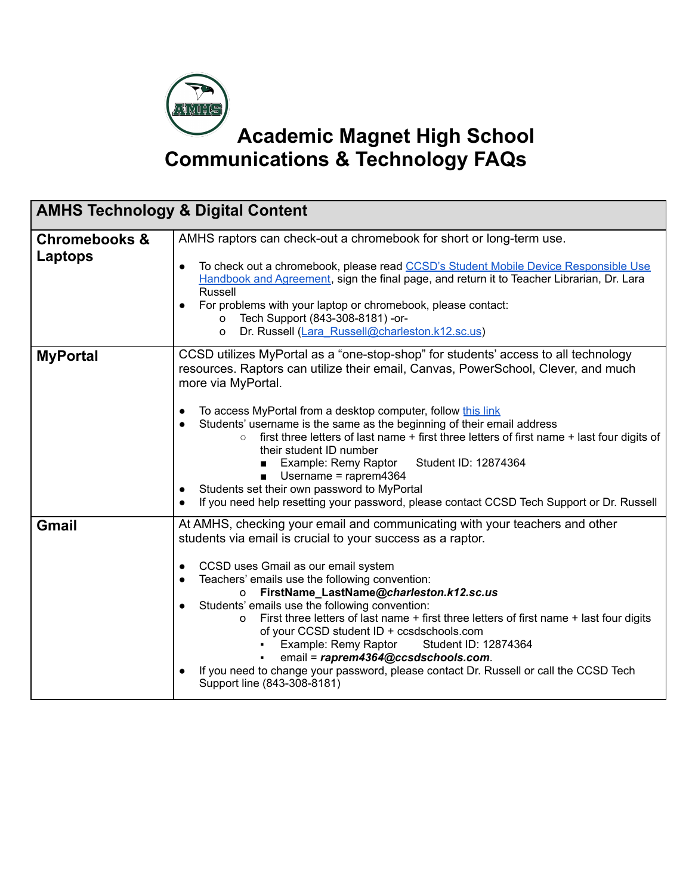# Academic Magnet High School
# Communications & Technology FAQs

| AMHS Technology & Digital Content | |
|---|---|
| **Chromebooks & Laptops** | AMHS raptors can check-out a chromebook for short or long-term use.<br><br>• To check out a chromebook, please read [CCSD's Student Mobile Device Responsible Use Handbook and Agreement](), sign the final page, and return it to Teacher Librarian, Dr. Lara Russell<br>• For problems with your laptop or chromebook, please contact:<br>  o Tech Support (843-308-8181) -or-<br>  o Dr. Russell ([Lara_Russell@charleston.k12.sc.us]()) |
| **MyPortal** | CCSD utilizes MyPortal as a "one-stop-shop" for students' access to all technology resources. Raptors can utilize their email, Canvas, PowerSchool, Clever, and much more via MyPortal.<br><br>• To access MyPortal from a desktop computer, follow [this link]()<br>• Students' username is the same as the beginning of their email address<br>  ○ first three letters of last name + first three letters of first name + last four digits of their student ID number<br>    ■ Example: Remy Raptor   Student ID: 12874364<br>    ■ Username = raprem4364<br>• Students set their own password to MyPortal<br>• If you need help resetting your password, please contact CCSD Tech Support or Dr. Russell |
| **Gmail** | At AMHS, checking your email and communicating with your teachers and other students via email is crucial to your success as a raptor.<br><br>• CCSD uses Gmail as our email system<br>• Teachers' emails use the following convention:<br>  o **FirstName_LastName@*charleston.k12.sc.us***<br>• Students' emails use the following convention:<br>  o First three letters of last name + first three letters of first name + last four digits of your CCSD student ID + ccsdschools.com<br>    ▪ Example: Remy Raptor   Student ID: 12874364<br>    ▪ email = ***raprem4364@ccsdschools.com***.<br>• If you need to change your password, please contact Dr. Russell or call the CCSD Tech Support line (843-308-8181) |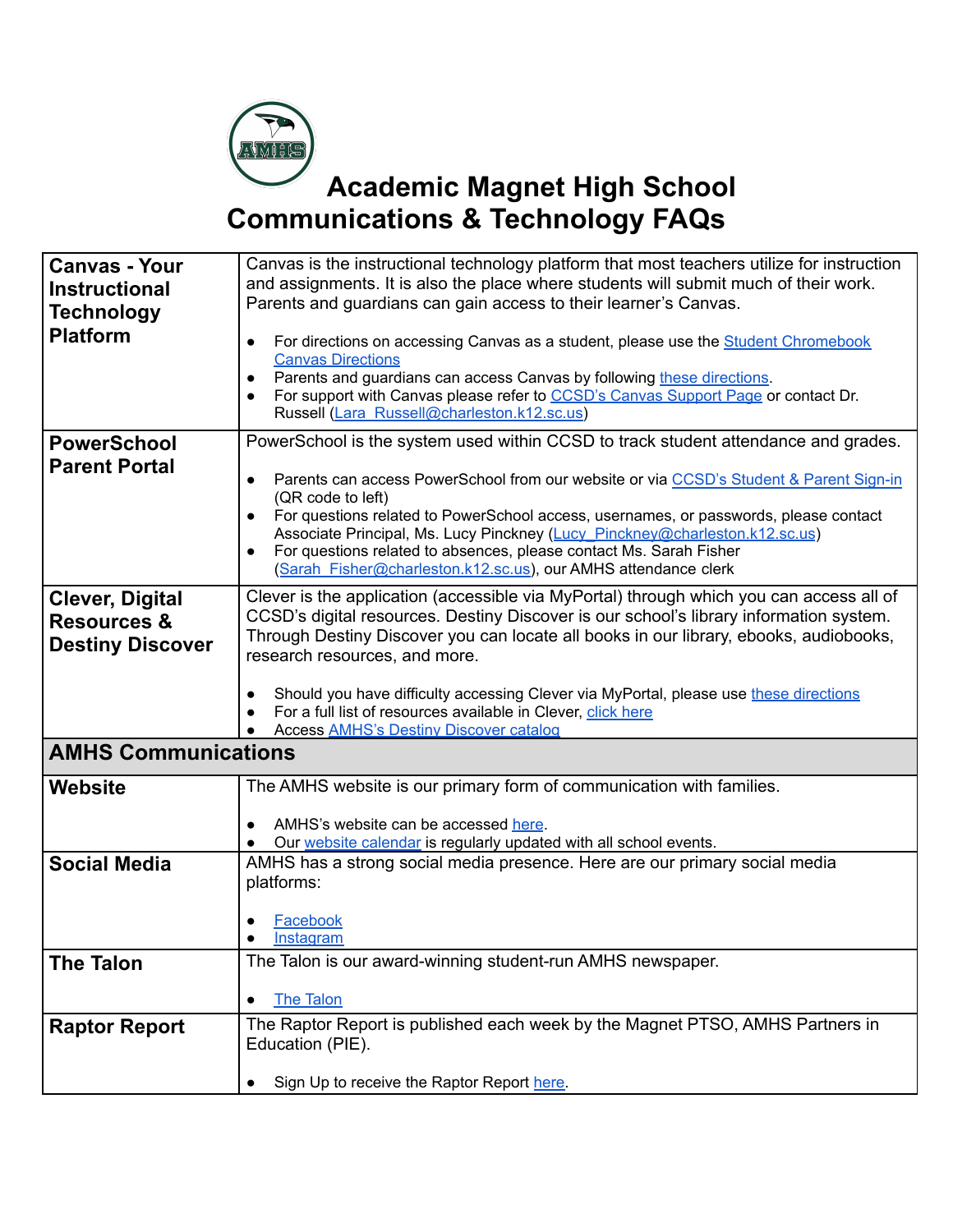# Academic Magnet High School Communications & Technology FAQs

| | |
|---|---|
| **Canvas - Your Instructional Technology Platform** | Canvas is the instructional technology platform that most teachers utilize for instruction and assignments. It is also the place where students will submit much of their work. Parents and guardians can gain access to their learner's Canvas.<br><br>• For directions on accessing Canvas as a student, please use the Student Chromebook Canvas Directions<br>• Parents and guardians can access Canvas by following these directions.<br>• For support with Canvas please refer to CCSD's Canvas Support Page or contact Dr. Russell (Lara_Russell@charleston.k12.sc.us) |
| **PowerSchool Parent Portal** | PowerSchool is the system used within CCSD to track student attendance and grades.<br><br>• Parents can access PowerSchool from our website or via CCSD's Student & Parent Sign-in (QR code to left)<br>• For questions related to PowerSchool access, usernames, or passwords, please contact Associate Principal, Ms. Lucy Pinckney (Lucy_Pinckney@charleston.k12.sc.us)<br>• For questions related to absences, please contact Ms. Sarah Fisher (Sarah_Fisher@charleston.k12.sc.us), our AMHS attendance clerk |
| **Clever, Digital Resources & Destiny Discover** | Clever is the application (accessible via MyPortal) through which you can access all of CCSD's digital resources. Destiny Discover is our school's library information system. Through Destiny Discover you can locate all books in our library, ebooks, audiobooks, research resources, and more.<br><br>• Should you have difficulty accessing Clever via MyPortal, please use these directions<br>• For a full list of resources available in Clever, click here<br>• Access AMHS's Destiny Discover catalog |
| **AMHS Communications** | |
| **Website** | The AMHS website is our primary form of communication with families.<br><br>• AMHS's website can be accessed here.<br>• Our website calendar is regularly updated with all school events. |
| **Social Media** | AMHS has a strong social media presence. Here are our primary social media platforms:<br><br>• Facebook<br>• Instagram |
| **The Talon** | The Talon is our award-winning student-run AMHS newspaper.<br><br>• The Talon |
| **Raptor Report** | The Raptor Report is published each week by the Magnet PTSO, AMHS Partners in Education (PIE).<br><br>• Sign Up to receive the Raptor Report here. |